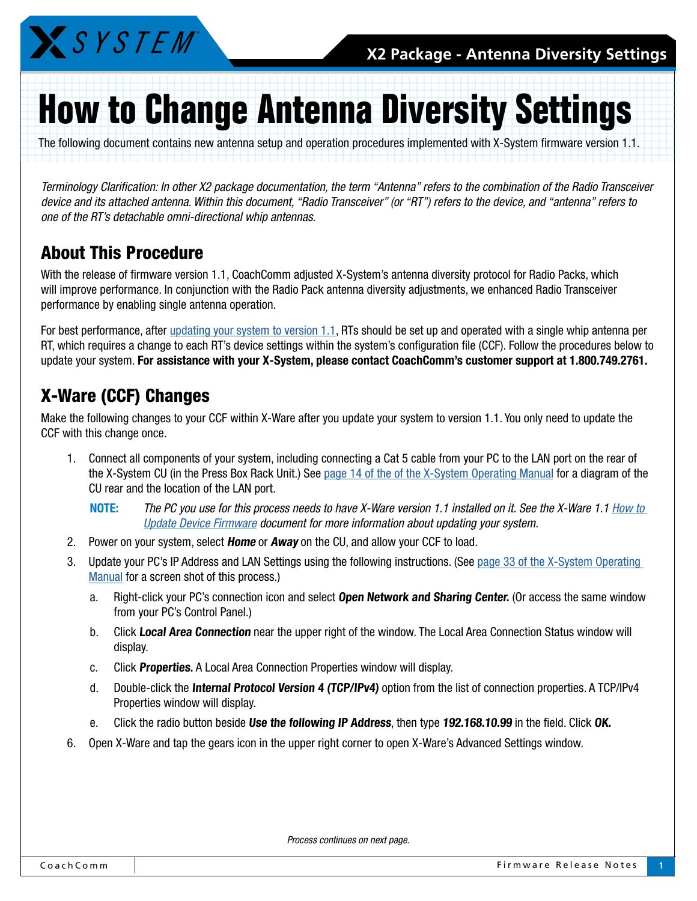# How to Change Antenna Diversity Settings

The following document contains new antenna setup and operation procedures implemented with X-System firmware version 1.1.

*Terminology Clarification: In other X2 package documentation, the term "Antenna" refers to the combination of the Radio Transceiver device and its attached antenna. Within this document, "Radio Transceiver" (or "RT") refers to the device, and "antenna" refers to one of the RT's detachable omni-directional whip antennas.*

## About This Procedure

With the release of firmware version 1.1, CoachComm adjusted X-System's antenna diversity protocol for Radio Packs, which will improve performance. In conjunction with the Radio Pack antenna diversity adjustments, we enhanced Radio Transceiver performance by enabling single antenna operation.

For best performance, after updating your system to version 1.1, RTs should be set up and operated with a single whip antenna per RT, which requires a change to each RT's device settings within the system's configuration file (CCF). Follow the procedures below to update your system. **For assistance with your X-System, please contact CoachComm's customer support at 1.800.749.2761.**

## X-Ware (CCF) Changes

Make the following changes to your CCF within X-Ware after you update your system to version 1.1. You only need to update the CCF with this change once.

1. Connect all components of your system, including connecting a Cat 5 cable from your PC to the LAN port on the rear of the X-System CU (in the Press Box Rack Unit.) See page 14 of the of the X-System Operating Manual for a diagram of the CU rear and the location of the LAN port.

   **NOTE:** *The PC you use for this process needs to have X-Ware version 1.1 installed on it. See the X-Ware 1.1 How to Update Device Firmware document for more information about updating your system.*

2. Power on your system, select ***Home*** or ***Away*** on the CU, and allow your CCF to load.
3. Update your PC's IP Address and LAN Settings using the following instructions. (See page 33 of the X-System Operating Manual for a screen shot of this process.)
   a. Right-click your PC's connection icon and select ***Open Network and Sharing Center.*** (Or access the same window from your PC's Control Panel.)
   b. Click ***Local Area Connection*** near the upper right of the window. The Local Area Connection Status window will display.
   c. Click ***Properties.*** A Local Area Connection Properties window will display.
   d. Double-click the ***Internal Protocol Version 4 (TCP/IPv4)*** option from the list of connection properties. A TCP/IPv4 Properties window will display.
   e. Click the radio button beside ***Use the following IP Address***, then type ***192.168.10.99*** in the field. Click ***OK.***
6. Open X-Ware and tap the gears icon in the upper right corner to open X-Ware's Advanced Settings window.

*Process continues on next page.*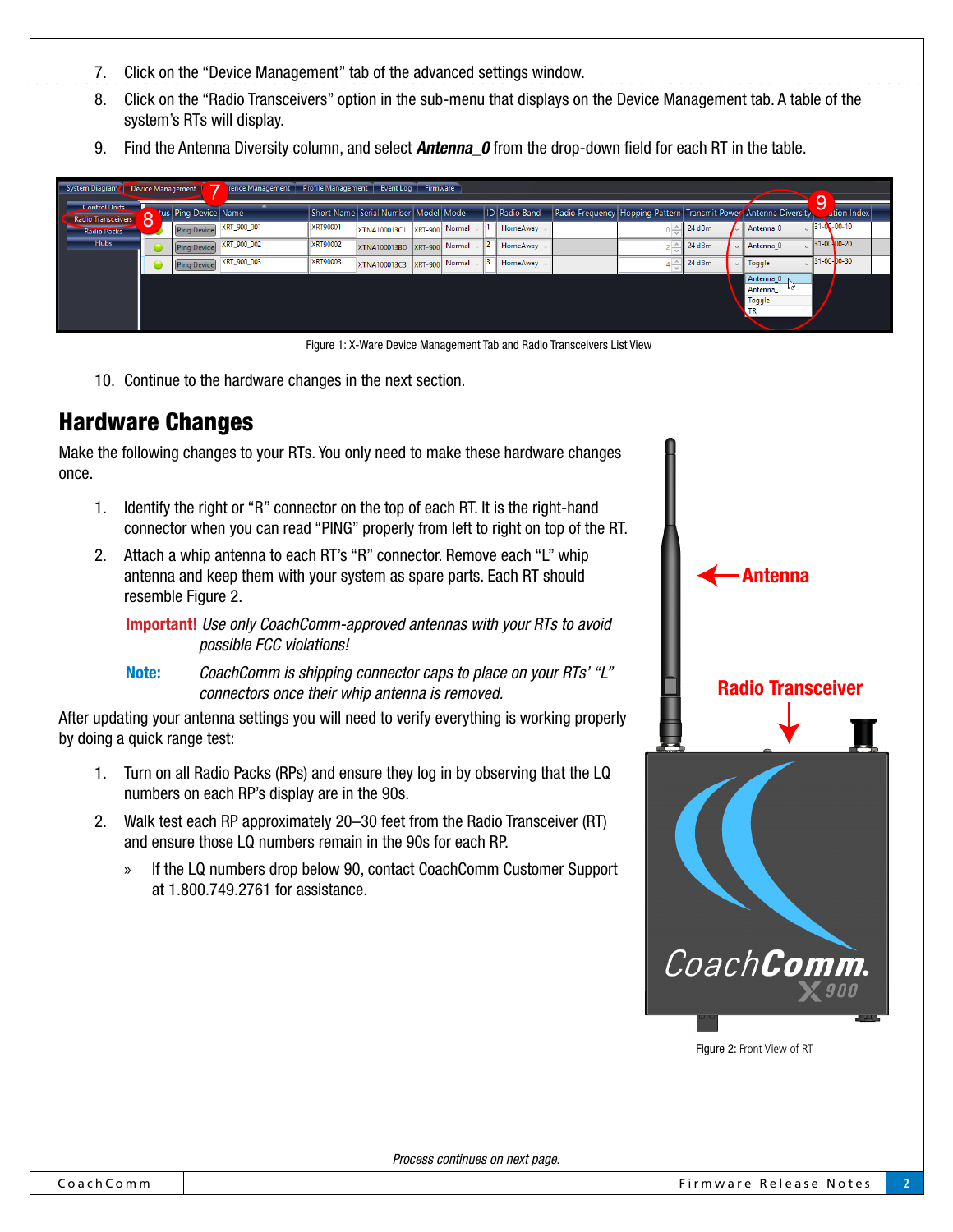7. Click on the "Device Management" tab of the advanced settings window.
8. Click on the "Radio Transceivers" option in the sub-menu that displays on the Device Management tab. A table of the system's RTs will display.
9. Find the Antenna Diversity column, and select ***Antenna_0*** from the drop-down field for each RT in the table.

Figure 1: X-Ware Device Management Tab and Radio Transceivers List View

10. Continue to the hardware changes in the next section.

## Hardware Changes

Make the following changes to your RTs. You only need to make these hardware changes once.

1. Identify the right or "R" connector on the top of each RT. It is the right-hand connector when you can read "PING" properly from left to right on top of the RT.
2. Attach a whip antenna to each RT's "R" connector. Remove each "L" whip antenna and keep them with your system as spare parts. Each RT should resemble Figure 2.

   **Important!** *Use only CoachComm-approved antennas with your RTs to avoid possible FCC violations!*

   **Note:** *CoachComm is shipping connector caps to place on your RTs' "L" connectors once their whip antenna is removed.*

After updating your antenna settings you will need to verify everything is working properly by doing a quick range test:

1. Turn on all Radio Packs (RPs) and ensure they log in by observing that the LQ numbers on each RP's display are in the 90s.
2. Walk test each RP approximately 20–30 feet from the Radio Transceiver (RT) and ensure those LQ numbers remain in the 90s for each RP.
   - If the LQ numbers drop below 90, contact CoachComm Customer Support at 1.800.749.2761 for assistance.

Figure 2: Front View of RT

*Process continues on next page.*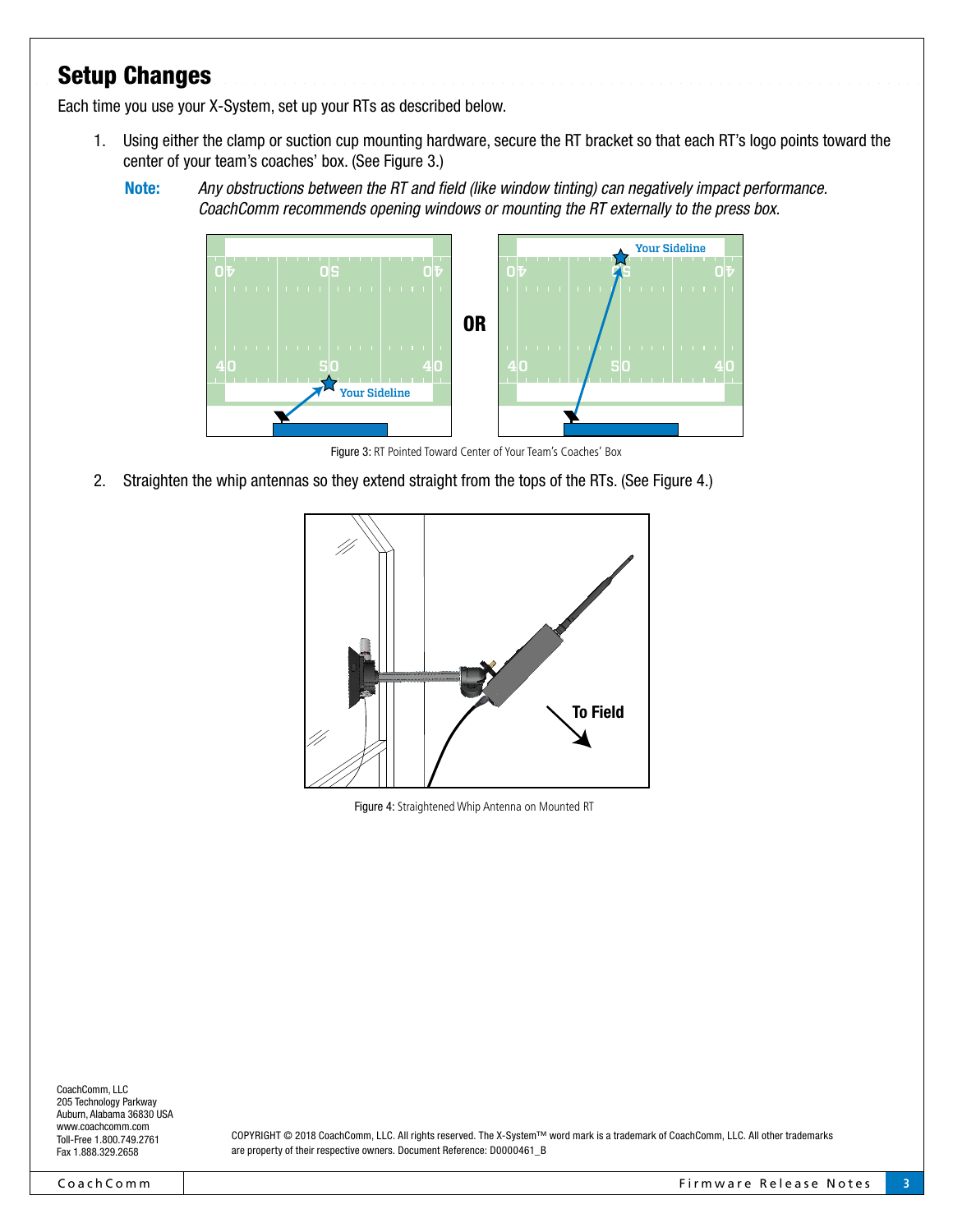## Setup Changes

Each time you use your X-System, set up your RTs as described below.

1. Using either the clamp or suction cup mounting hardware, secure the RT bracket so that each RT's logo points toward the center of your team's coaches' box. (See Figure 3.)

   **Note:** *Any obstructions between the RT and field (like window tinting) can negatively impact performance. CoachComm recommends opening windows or mounting the RT externally to the press box.*

   Your Sideline

   OR

   Your Sideline

   Figure 3: RT Pointed Toward Center of Your Team's Coaches' Box

2. Straighten the whip antennas so they extend straight from the tops of the RTs. (See Figure 4.)

   To Field

   Figure 4: Straightened Whip Antenna on Mounted RT

CoachComm, LLC
205 Technology Parkway
Auburn, Alabama 36830 USA
www.coachcomm.com
Toll-Free 1.800.749.2761
Fax 1.888.329.2658

COPYRIGHT © 2018 CoachComm, LLC. All rights reserved. The X-System™ word mark is a trademark of CoachComm, LLC. All other trademarks are property of their respective owners. Document Reference: D0000461_B